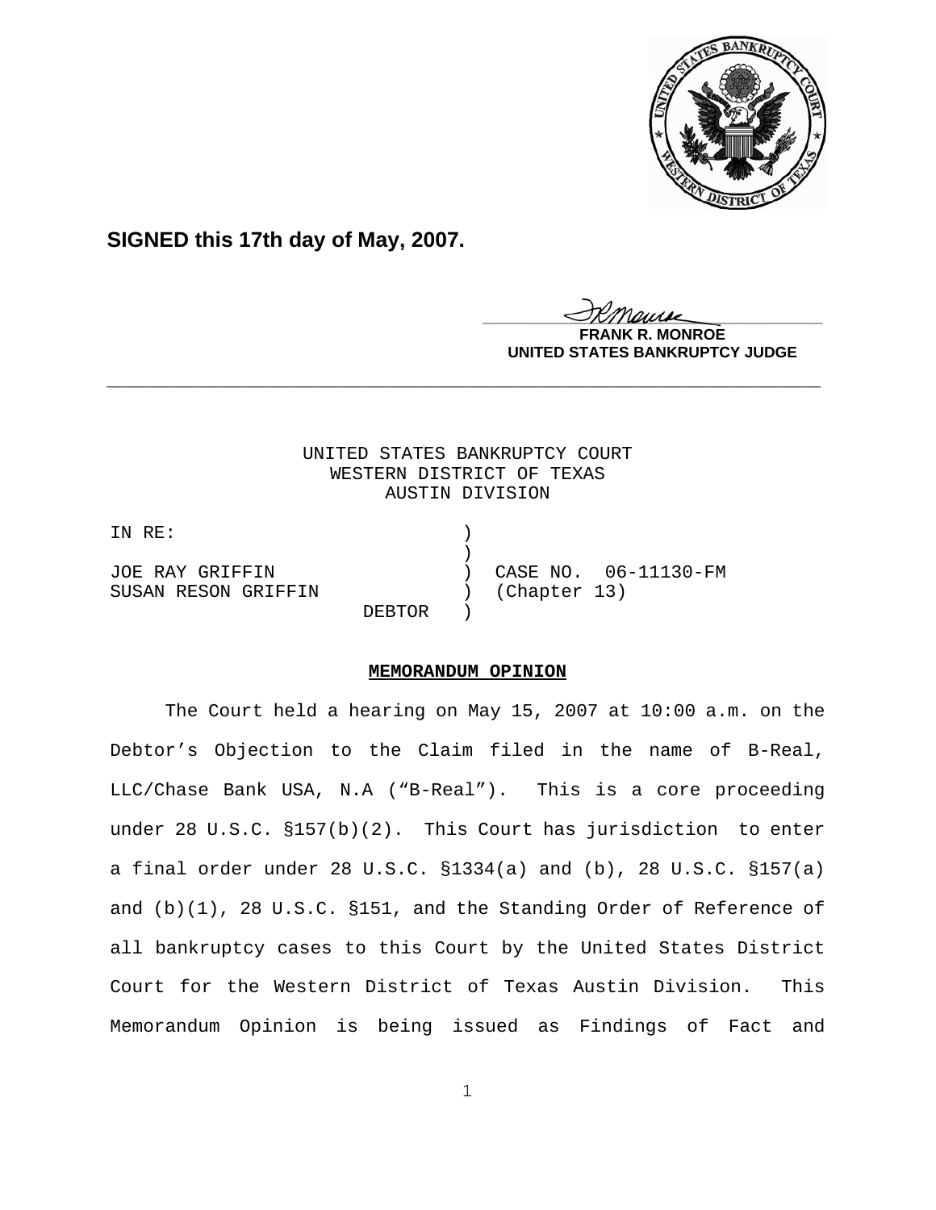**SIGNED this 17th day of May, 2007.**

**FRANK R. MONROE**
**UNITED STATES BANKRUPTCY JUDGE**

---

UNITED STATES BANKRUPTCY COURT
WESTERN DISTRICT OF TEXAS
AUSTIN DIVISION

| | | |
|---|---|---|
| IN RE: | ) | |
| | ) | |
| JOE RAY GRIFFIN | ) | CASE NO. 06-11130-FM |
| SUSAN RESON GRIFFIN | ) | (Chapter 13) |
| DEBTOR | ) | |

**MEMORANDUM OPINION**

The Court held a hearing on May 15, 2007 at 10:00 a.m. on the Debtor's Objection to the Claim filed in the name of B-Real, LLC/Chase Bank USA, N.A ("B-Real"). This is a core proceeding under 28 U.S.C. §157(b)(2). This Court has jurisdiction to enter a final order under 28 U.S.C. §1334(a) and (b), 28 U.S.C. §157(a) and (b)(1), 28 U.S.C. §151, and the Standing Order of Reference of all bankruptcy cases to this Court by the United States District Court for the Western District of Texas Austin Division. This Memorandum Opinion is being issued as Findings of Fact and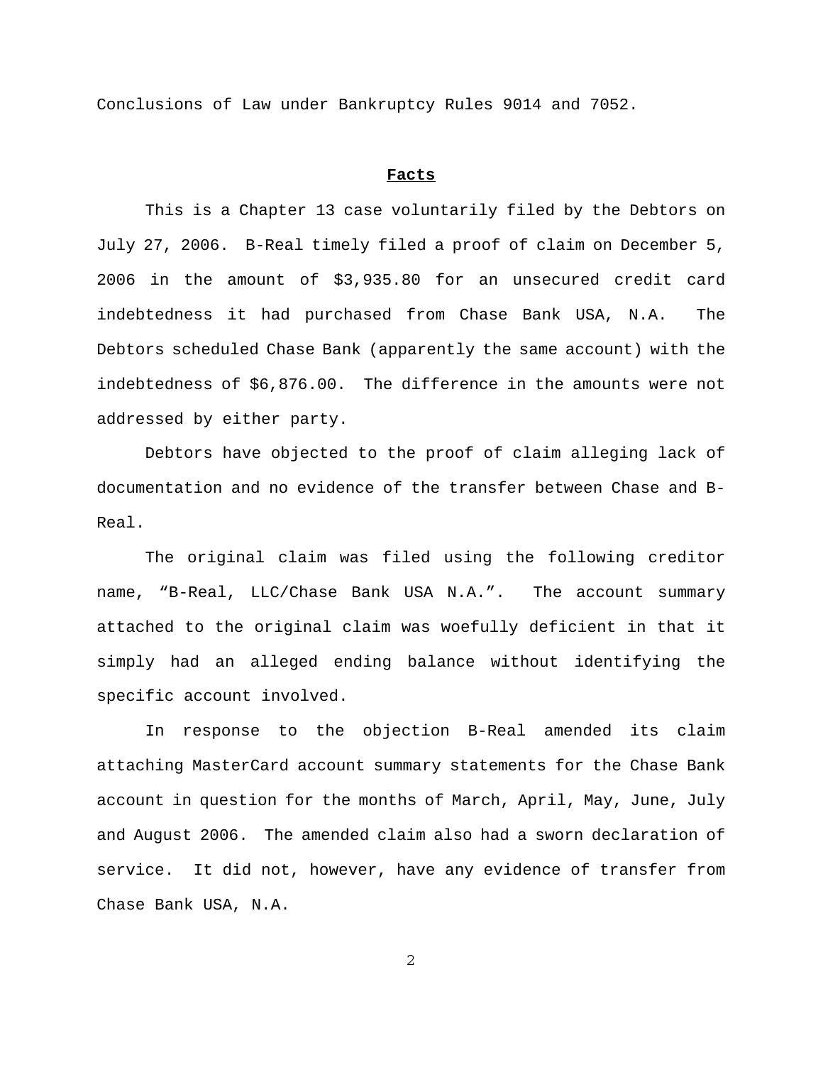Conclusions of Law under Bankruptcy Rules 9014 and 7052.

## Facts

This is a Chapter 13 case voluntarily filed by the Debtors on July 27, 2006. B-Real timely filed a proof of claim on December 5, 2006 in the amount of $3,935.80 for an unsecured credit card indebtedness it had purchased from Chase Bank USA, N.A. The Debtors scheduled Chase Bank (apparently the same account) with the indebtedness of $6,876.00. The difference in the amounts were not addressed by either party.

Debtors have objected to the proof of claim alleging lack of documentation and no evidence of the transfer between Chase and B-Real.

The original claim was filed using the following creditor name, "B-Real, LLC/Chase Bank USA N.A.". The account summary attached to the original claim was woefully deficient in that it simply had an alleged ending balance without identifying the specific account involved.

In response to the objection B-Real amended its claim attaching MasterCard account summary statements for the Chase Bank account in question for the months of March, April, May, June, July and August 2006. The amended claim also had a sworn declaration of service. It did not, however, have any evidence of transfer from Chase Bank USA, N.A.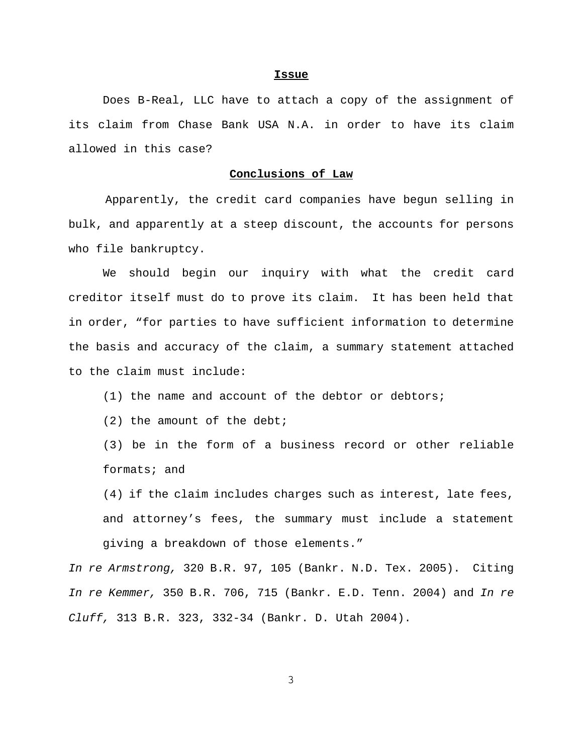**Issue**

Does B-Real, LLC have to attach a copy of the assignment of its claim from Chase Bank USA N.A. in order to have its claim allowed in this case?

**Conclusions of Law**

Apparently, the credit card companies have begun selling in bulk, and apparently at a steep discount, the accounts for persons who file bankruptcy.

We should begin our inquiry with what the credit card creditor itself must do to prove its claim. It has been held that in order, "for parties to have sufficient information to determine the basis and accuracy of the claim, a summary statement attached to the claim must include:

(1) the name and account of the debtor or debtors;

(2) the amount of the debt;

(3) be in the form of a business record or other reliable formats; and

(4) if the claim includes charges such as interest, late fees, and attorney's fees, the summary must include a statement giving a breakdown of those elements."

*In re Armstrong,* 320 B.R. 97, 105 (Bankr. N.D. Tex. 2005). Citing *In re Kemmer,* 350 B.R. 706, 715 (Bankr. E.D. Tenn. 2004) and *In re Cluff,* 313 B.R. 323, 332-34 (Bankr. D. Utah 2004).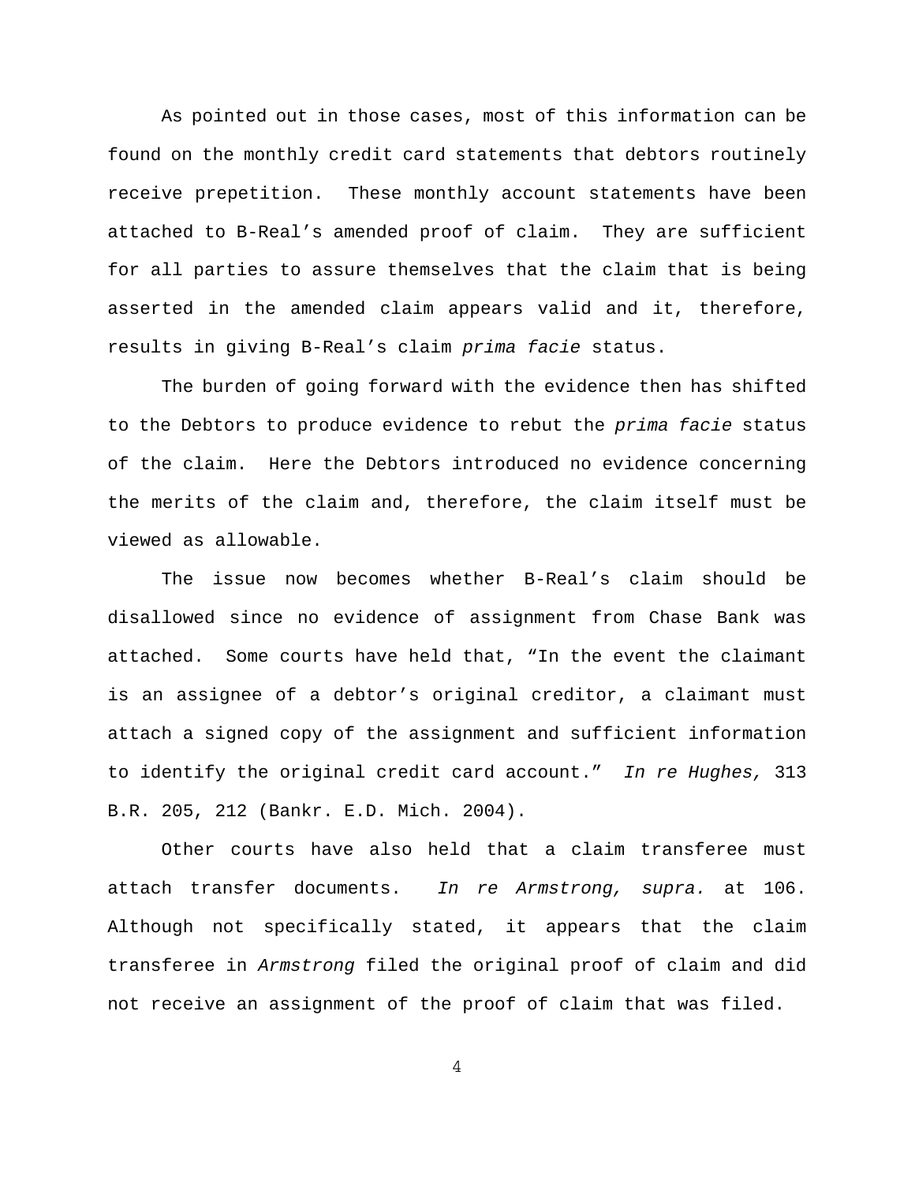As pointed out in those cases, most of this information can be found on the monthly credit card statements that debtors routinely receive prepetition. These monthly account statements have been attached to B-Real's amended proof of claim. They are sufficient for all parties to assure themselves that the claim that is being asserted in the amended claim appears valid and it, therefore, results in giving B-Real's claim *prima facie* status.

The burden of going forward with the evidence then has shifted to the Debtors to produce evidence to rebut the *prima facie* status of the claim. Here the Debtors introduced no evidence concerning the merits of the claim and, therefore, the claim itself must be viewed as allowable.

The issue now becomes whether B-Real's claim should be disallowed since no evidence of assignment from Chase Bank was attached. Some courts have held that, "In the event the claimant is an assignee of a debtor's original creditor, a claimant must attach a signed copy of the assignment and sufficient information to identify the original credit card account." *In re Hughes,* 313 B.R. 205, 212 (Bankr. E.D. Mich. 2004).

Other courts have also held that a claim transferee must attach transfer documents. *In re Armstrong, supra.* at 106. Although not specifically stated, it appears that the claim transferee in *Armstrong* filed the original proof of claim and did not receive an assignment of the proof of claim that was filed.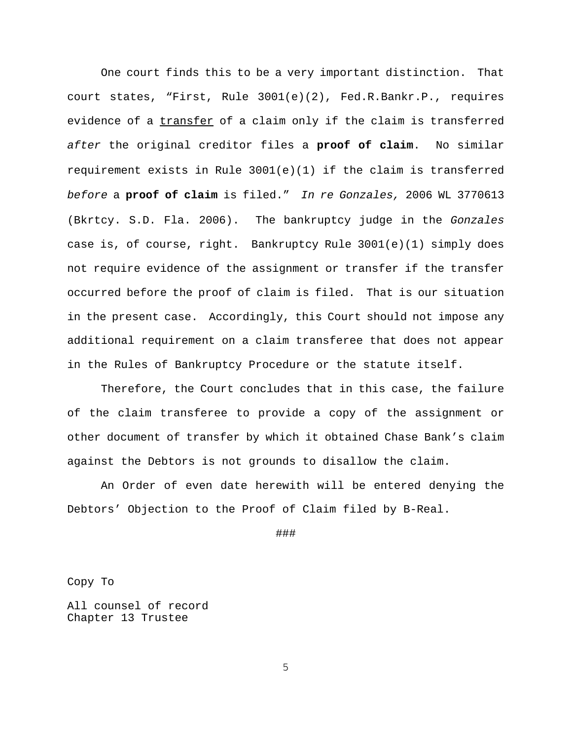One court finds this to be a very important distinction. That court states, "First, Rule 3001(e)(2), Fed.R.Bankr.P., requires evidence of a <u>transfer</u> of a claim only if the claim is transferred *after* the original creditor files a **proof of claim**. No similar requirement exists in Rule 3001(e)(1) if the claim is transferred *before* a **proof of claim** is filed." *In re Gonzales,* 2006 WL 3770613 (Bkrtcy. S.D. Fla. 2006). The bankruptcy judge in the *Gonzales* case is, of course, right. Bankruptcy Rule 3001(e)(1) simply does not require evidence of the assignment or transfer if the transfer occurred before the proof of claim is filed. That is our situation in the present case. Accordingly, this Court should not impose any additional requirement on a claim transferee that does not appear in the Rules of Bankruptcy Procedure or the statute itself.

Therefore, the Court concludes that in this case, the failure of the claim transferee to provide a copy of the assignment or other document of transfer by which it obtained Chase Bank's claim against the Debtors is not grounds to disallow the claim.

An Order of even date herewith will be entered denying the Debtors' Objection to the Proof of Claim filed by B-Real.

###

Copy To

All counsel of record
Chapter 13 Trustee